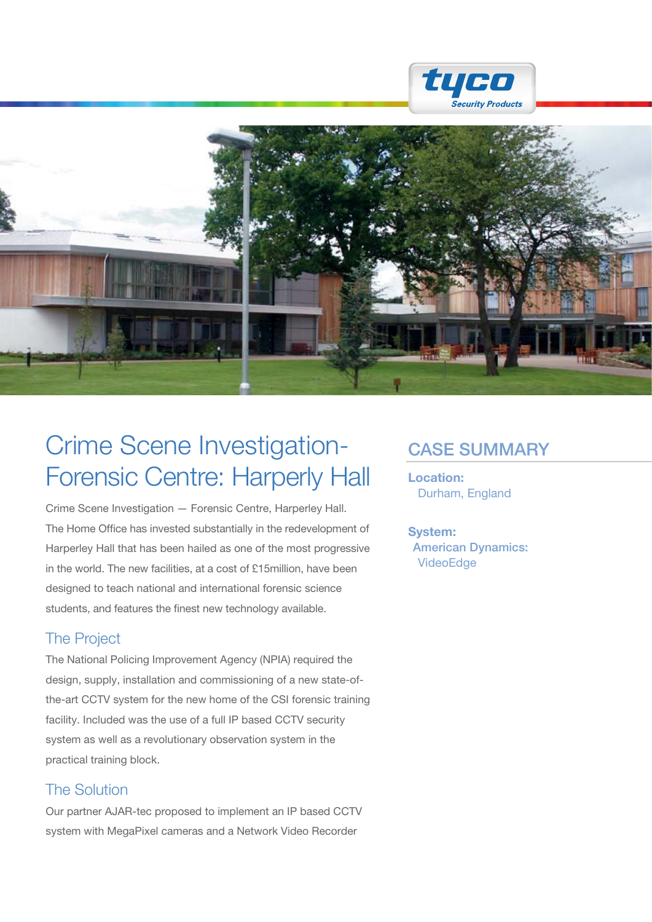# Crime Scene Investigation-Forensic Centre: Harperly Hall

Crime Scene Investigation — Forensic Centre, Harperley Hall. The Home Office has invested substantially in the redevelopment of Harperley Hall that has been hailed as one of the most progressive in the world. The new facilities, at a cost of £15million, have been designed to teach national and international forensic science students, and features the finest new technology available.

## The Project

The National Policing Improvement Agency (NPIA) required the design, supply, installation and commissioning of a new state-of-the-art CCTV system for the new home of the CSI forensic training facility. Included was the use of a full IP based CCTV security system as well as a revolutionary observation system in the practical training block.

## The Solution

Our partner AJAR-tec proposed to implement an IP based CCTV system with MegaPixel cameras and a Network Video Recorder

## CASE SUMMARY

**Location:**
Durham, England

**System:**
**American Dynamics:**
VideoEdge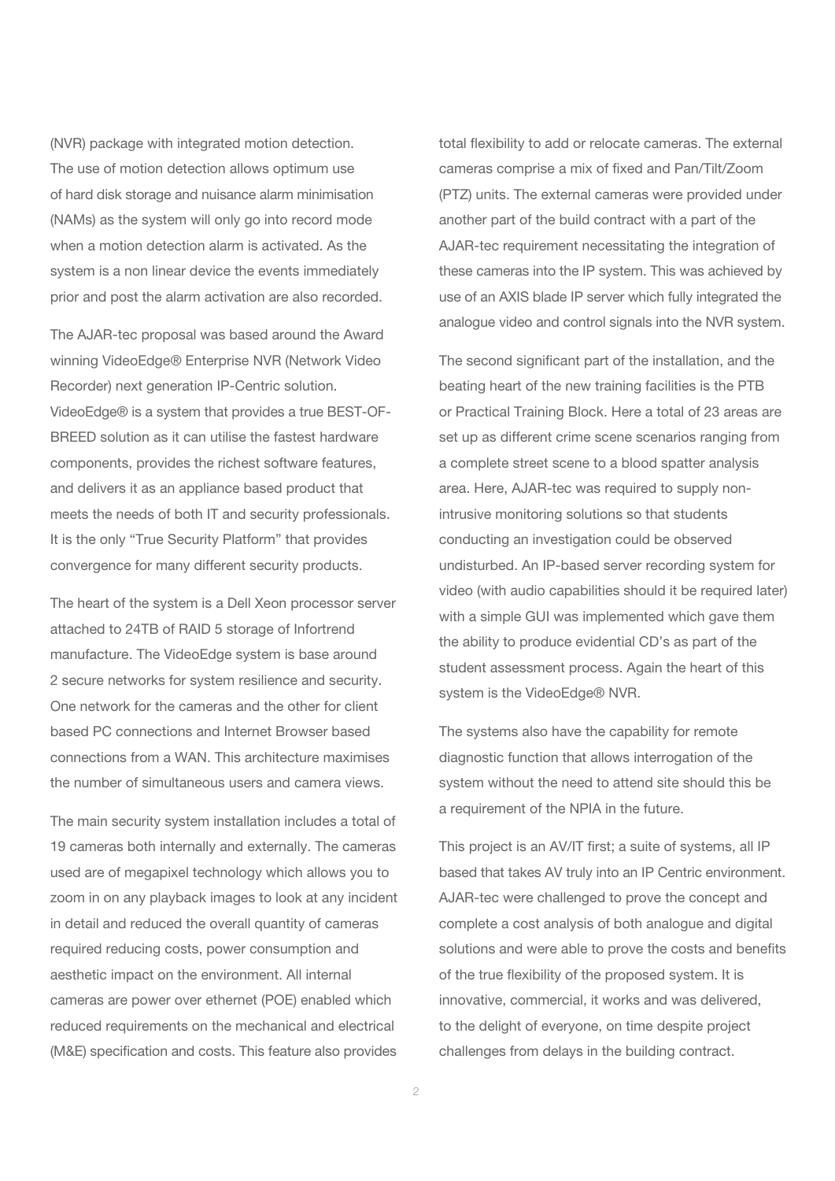(NVR) package with integrated motion detection. The use of motion detection allows optimum use of hard disk storage and nuisance alarm minimisation (NAMs) as the system will only go into record mode when a motion detection alarm is activated. As the system is a non linear device the events immediately prior and post the alarm activation are also recorded.

The AJAR-tec proposal was based around the Award winning VideoEdge® Enterprise NVR (Network Video Recorder) next generation IP-Centric solution. VideoEdge® is a system that provides a true BEST-OF-BREED solution as it can utilise the fastest hardware components, provides the richest software features, and delivers it as an appliance based product that meets the needs of both IT and security professionals. It is the only "True Security Platform" that provides convergence for many different security products.

The heart of the system is a Dell Xeon processor server attached to 24TB of RAID 5 storage of Infortrend manufacture. The VideoEdge system is base around 2 secure networks for system resilience and security. One network for the cameras and the other for client based PC connections and Internet Browser based connections from a WAN. This architecture maximises the number of simultaneous users and camera views.

The main security system installation includes a total of 19 cameras both internally and externally. The cameras used are of megapixel technology which allows you to zoom in on any playback images to look at any incident in detail and reduced the overall quantity of cameras required reducing costs, power consumption and aesthetic impact on the environment. All internal cameras are power over ethernet (POE) enabled which reduced requirements on the mechanical and electrical (M&E) specification and costs. This feature also provides total flexibility to add or relocate cameras. The external cameras comprise a mix of fixed and Pan/Tilt/Zoom (PTZ) units. The external cameras were provided under another part of the build contract with a part of the AJAR-tec requirement necessitating the integration of these cameras into the IP system. This was achieved by use of an AXIS blade IP server which fully integrated the analogue video and control signals into the NVR system.

The second significant part of the installation, and the beating heart of the new training facilities is the PTB or Practical Training Block. Here a total of 23 areas are set up as different crime scene scenarios ranging from a complete street scene to a blood spatter analysis area. Here, AJAR-tec was required to supply non-intrusive monitoring solutions so that students conducting an investigation could be observed undisturbed. An IP-based server recording system for video (with audio capabilities should it be required later) with a simple GUI was implemented which gave them the ability to produce evidential CD's as part of the student assessment process. Again the heart of this system is the VideoEdge® NVR.

The systems also have the capability for remote diagnostic function that allows interrogation of the system without the need to attend site should this be a requirement of the NPIA in the future.

This project is an AV/IT first; a suite of systems, all IP based that takes AV truly into an IP Centric environment. AJAR-tec were challenged to prove the concept and complete a cost analysis of both analogue and digital solutions and were able to prove the costs and benefits of the true flexibility of the proposed system. It is innovative, commercial, it works and was delivered, to the delight of everyone, on time despite project challenges from delays in the building contract.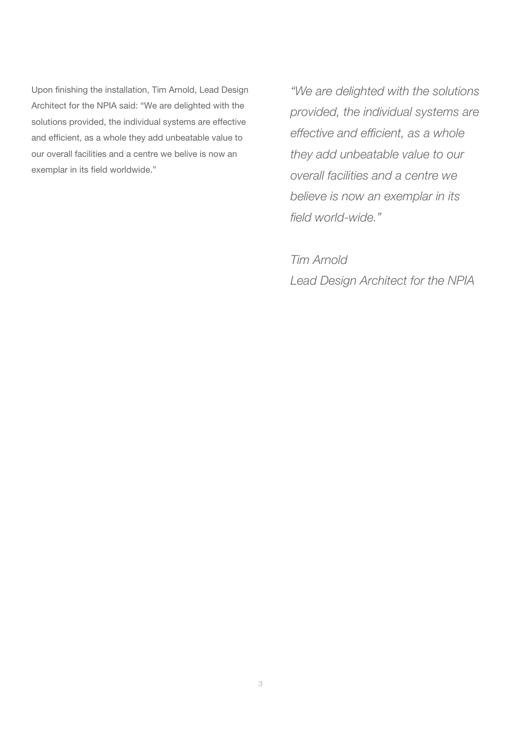Upon finishing the installation, Tim Arnold, Lead Design Architect for the NPIA said: “We are delighted with the solutions provided, the individual systems are effective and efficient, as a whole they add unbeatable value to our overall facilities and a centre we belive is now an exemplar in its field worldwide.”

*“We are delighted with the solutions provided, the individual systems are effective and efficient, as a whole they add unbeatable value to our overall facilities and a centre we believe is now an exemplar in its field world-wide.”*

*Tim Arnold*
*Lead Design Architect for the NPIA*